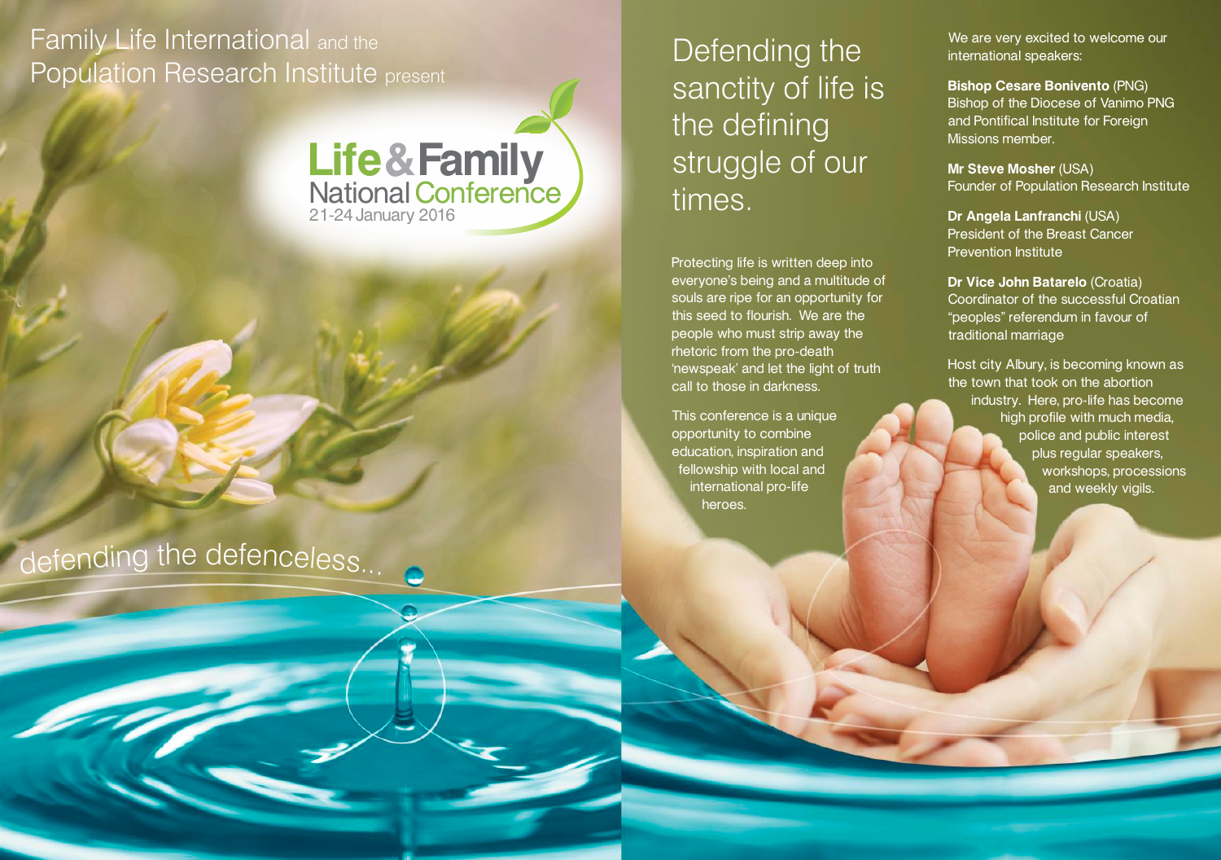Family Life International and the Population Research Institute present

# Life & Family National Conference

21-24 January 2016

defending the defenceless...

## Defending the sanctity of life is the defining struggle of our times.

Protecting life is written deep into everyone's being and a multitude of souls are ripe for an opportunity for this seed to flourish. We are the people who must strip away the rhetoric from the pro-death 'newspeak' and let the light of truth call to those in darkness.

This conference is a unique opportunity to combine education, inspiration and fellowship with local and international pro-life heroes.

We are very excited to welcome our international speakers:

**Bishop Cesare Bonivento** (PNG)
Bishop of the Diocese of Vanimo PNG and Pontifical Institute for Foreign Missions member.

**Mr Steve Mosher** (USA)
Founder of Population Research Institute

**Dr Angela Lanfranchi** (USA)
President of the Breast Cancer Prevention Institute

**Dr Vice John Batarelo** (Croatia)
Coordinator of the successful Croatian "peoples" referendum in favour of traditional marriage

Host city Albury, is becoming known as the town that took on the abortion industry. Here, pro-life has become high profile with much media, police and public interest plus regular speakers, workshops, processions and weekly vigils.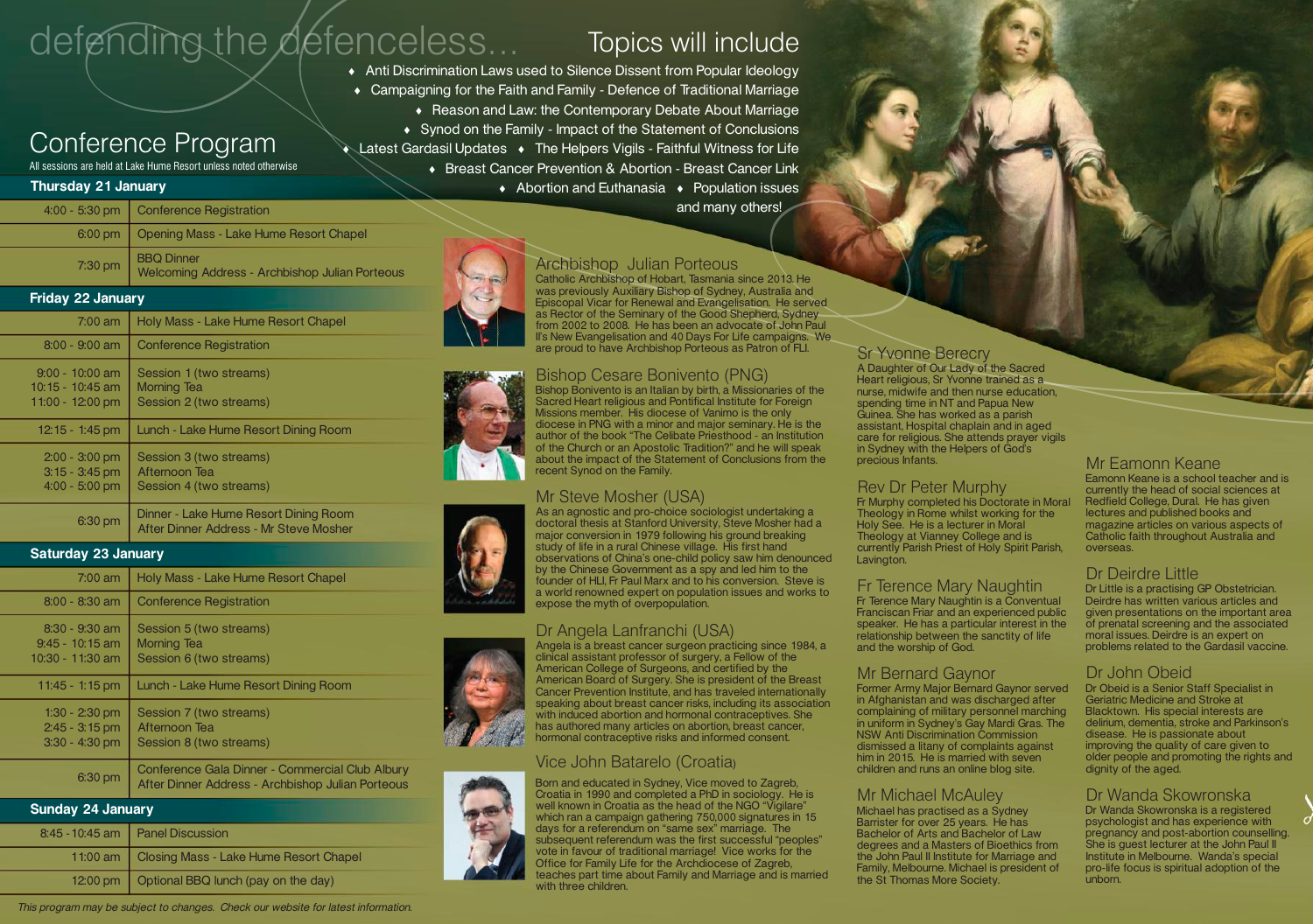# defending the defenceless...

## Conference Program

All sessions are held at Lake Hume Resort unless noted otherwise

| Thursday 21 January | |
|---|---|
| 4:00 - 5:30 pm | Conference Registration |
| 6:00 pm | Opening Mass - Lake Hume Resort Chapel |
| 7:30 pm | BBQ Dinner<br>Welcoming Address - Archbishop Julian Porteous |
| **Friday 22 January** | |
| 7:00 am | Holy Mass - Lake Hume Resort Chapel |
| 8:00 - 9:00 am | Conference Registration |
| 9:00 - 10:00 am<br>10:15 - 10:45 am<br>11:00 - 12:00 pm | Session 1 (two streams)<br>Morning Tea<br>Session 2 (two streams) |
| 12:15 - 1:45 pm | Lunch - Lake Hume Resort Dining Room |
| 2:00 - 3:00 pm<br>3:15 - 3:45 pm<br>4:00 - 5:00 pm | Session 3 (two streams)<br>Afternoon Tea<br>Session 4 (two streams) |
| 6:30 pm | Dinner - Lake Hume Resort Dining Room<br>After Dinner Address - Mr Steve Mosher |
| **Saturday 23 January** | |
| 7:00 am | Holy Mass - Lake Hume Resort Chapel |
| 8:00 - 8:30 am | Conference Registration |
| 8:30 - 9:30 am<br>9:45 - 10:15 am<br>10:30 - 11:30 am | Session 5 (two streams)<br>Morning Tea<br>Session 6 (two streams) |
| 11:45 - 1:15 pm | Lunch - Lake Hume Resort Dining Room |
| 1:30 - 2:30 pm<br>2:45 - 3:15 pm<br>3:30 - 4:30 pm | Session 7 (two streams)<br>Afternoon Tea<br>Session 8 (two streams) |
| 6:30 pm | Conference Gala Dinner - Commercial Club Albury<br>After Dinner Address - Archbishop Julian Porteous |
| **Sunday 24 January** | |
| 8:45 - 10:45 am | Panel Discussion |
| 11:00 am | Closing Mass - Lake Hume Resort Chapel |
| 12:00 pm | Optional BBQ lunch (pay on the day) |

*This program may be subject to changes. Check our website for latest information.*

## Topics will include

- Anti Discrimination Laws used to Silence Dissent from Popular Ideology
- Campaigning for the Faith and Family - Defence of Traditional Marriage
- Reason and Law: the Contemporary Debate About Marriage
- Synod on the Family - Impact of the Statement of Conclusions
- Latest Gardasil Updates
- The Helpers Vigils - Faithful Witness for Life
- Breast Cancer Prevention & Abortion - Breast Cancer Link
- Abortion and Euthanasia
- Population issues

and many others!

### Archbishop Julian Porteous

Catholic Archbishop of Hobart, Tasmania since 2013. He was previously Auxiliary Bishop of Sydney, Australia and Episcopal Vicar for Renewal and Evangelisation. He served as Rector of the Seminary of the Good Shepherd, Sydney from 2002 to 2008. He has been an advocate of John Paul II's New Evangelisation and 40 Days For Life campaigns. We are proud to have Archbishop Porteous as Patron of FLI.

### Bishop Cesare Bonivento (PNG)

Bishop Bonivento is an Italian by birth, a Missionaries of the Sacred Heart religious and Pontifical Institute for Foreign Missions member. His diocese of Vanimo is the only diocese in PNG with a minor and major seminary. He is the author of the book "The Celibate Priesthood - an Institution of the Church or an Apostolic Tradition?" and he will speak about the impact of the Statement of Conclusions from the recent Synod on the Family.

### Mr Steve Mosher (USA)

As an agnostic and pro-choice sociologist undertaking a doctoral thesis at Stanford University, Steve Mosher had a major conversion in 1979 following his ground breaking study of life in a rural Chinese village. His first hand observations of China's one-child policy saw him denounced by the Chinese Government as a spy and led him to the founder of HLI, Fr Paul Marx and to his conversion. Steve is a world renowned expert on population issues and works to expose the myth of overpopulation.

### Dr Angela Lanfranchi (USA)

Angela is a breast cancer surgeon practicing since 1984, a clinical assistant professor of surgery, a Fellow of the American College of Surgeons, and certified by the American Board of Surgery. She is president of the Breast Cancer Prevention Institute, and has traveled internationally speaking about breast cancer risks, including its association with induced abortion and hormonal contraceptives. She has authored many articles on abortion, breast cancer, hormonal contraceptive risks and informed consent.

### Vice John Batarelo (Croatia)

Born and educated in Sydney, Vice moved to Zagreb, Croatia in 1990 and completed a PhD in sociology. He is well known in Croatia as the head of the NGO "Vigilare" which ran a campaign gathering 750,000 signatures in 15 days for a referendum on "same sex" marriage. The subsequent referendum was the first successful "peoples" vote in favour of traditional marriage! Vice works for the Office for Family Life for the Archdiocese of Zagreb, teaches part time about Family and Marriage and is married with three children.

### Sr Yvonne Berecry

A Daughter of Our Lady of the Sacred Heart religious, Sr Yvonne trained as a nurse, midwife and then nurse education, spending time in NT and Papua New Guinea. She has worked as a parish assistant, Hospital chaplain and in aged care for religious. She attends prayer vigils in Sydney with the Helpers of God's precious Infants.

### Rev Dr Peter Murphy

Fr Murphy completed his Doctorate in Moral Theology in Rome whilst working for the Holy See. He is a lecturer in Moral Theology at Vianney College and is currently Parish Priest of Holy Spirit Parish, Lavington.

### Fr Terence Mary Naughtin

Fr Terence Mary Naughtin is a Conventual Franciscan Friar and an experienced public speaker. He has a particular interest in the relationship between the sanctity of life and the worship of God.

### Mr Bernard Gaynor

Former Army Major Bernard Gaynor served in Afghanistan and was discharged after complaining of military personnel marching in uniform in Sydney's Gay Mardi Gras. The NSW Anti Discrimination Commission dismissed a litany of complaints against him in 2015. He is married with seven children and runs an online blog site.

### Mr Michael McAuley

Michael has practised as a Sydney Barrister for over 25 years. He has Bachelor of Arts and Bachelor of Law degrees and a Masters of Bioethics from the John Paul II Institute for Marriage and Family, Melbourne. Michael is president of the St Thomas More Society.

### Mr Eamonn Keane

Eamonn Keane is a school teacher and is currently the head of social sciences at Redfield College, Dural. He has given lectures and published books and magazine articles on various aspects of Catholic faith throughout Australia and overseas.

### Dr Deirdre Little

Dr Little is a practising GP Obstetrician. Deirdre has written various articles and given presentations on the important area of prenatal screening and the associated moral issues. Deirdre is an expert on problems related to the Gardasil vaccine.

### Dr John Obeid

Dr Obeid is a Senior Staff Specialist in Geriatric Medicine and Stroke at Blacktown. His special interests are delirium, dementia, stroke and Parkinson's disease. He is passionate about improving the quality of care given to older people and promoting the rights and dignity of the aged.

### Dr Wanda Skowronska

Dr Wanda Skowronska is a registered psychologist and has experience with pregnancy and post-abortion counselling. She is guest lecturer at the John Paul II Institute in Melbourne. Wanda's special pro-life focus is spiritual adoption of the unborn.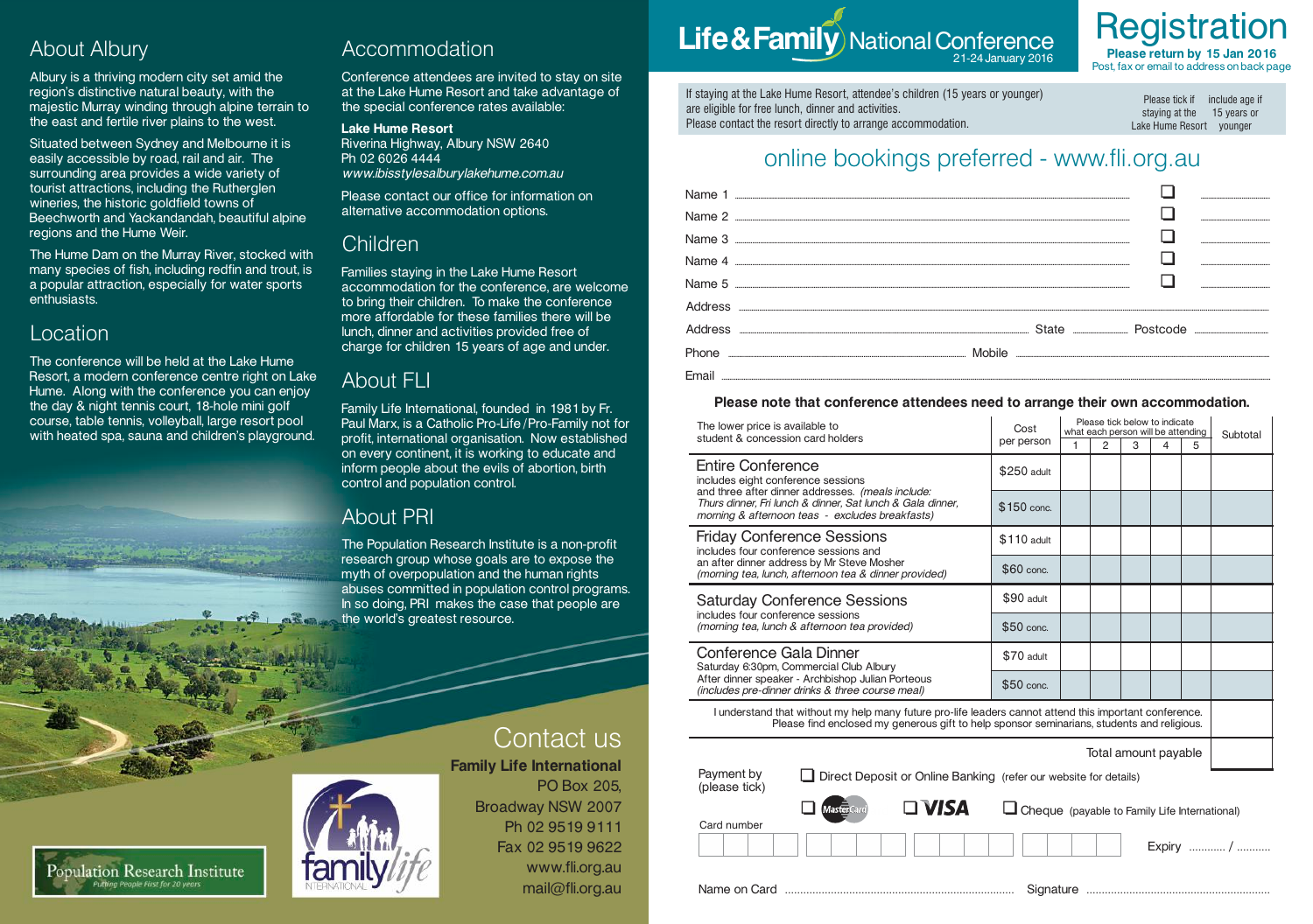## About Albury

Albury is a thriving modern city set amid the region's distinctive natural beauty, with the majestic Murray winding through alpine terrain to the east and fertile river plains to the west.

Situated between Sydney and Melbourne it is easily accessible by road, rail and air. The surrounding area provides a wide variety of tourist attractions, including the Rutherglen wineries, the historic goldfield towns of Beechworth and Yackandandah, beautiful alpine regions and the Hume Weir.

The Hume Dam on the Murray River, stocked with many species of fish, including redfin and trout, is a popular attraction, especially for water sports enthusiasts.

## Location

The conference will be held at the Lake Hume Resort, a modern conference centre right on Lake Hume. Along with the conference you can enjoy the day & night tennis court, 18-hole mini golf course, table tennis, volleyball, large resort pool with heated spa, sauna and children's playground.

## Accommodation

Conference attendees are invited to stay on site at the Lake Hume Resort and take advantage of the special conference rates available:

**Lake Hume Resort**
Riverina Highway, Albury NSW 2640
Ph 02 6026 4444
*www.ibisstylesalburylakehume.com.au*

Please contact our office for information on alternative accommodation options.

## Children

Families staying in the Lake Hume Resort accommodation for the conference, are welcome to bring their children. To make the conference more affordable for these families there will be lunch, dinner and activities provided free of charge for children 15 years of age and under.

## About FLI

Family Life International, founded in 1981 by Fr. Paul Marx, is a Catholic Pro-Life /Pro-Family not for profit, international organisation. Now established on every continent, it is working to educate and inform people about the evils of abortion, birth control and population control.

## About PRI

The Population Research Institute is a non-profit research group whose goals are to expose the myth of overpopulation and the human rights abuses committed in population control programs. In so doing, PRI makes the case that people are the world's greatest resource.

Population Research Institute
*Putting People First for 20 years*

## Contact us

**Family Life International**
PO Box 205,
Broadway NSW 2007
Ph 02 9519 9111
Fax 02 9519 9622
www.fli.org.au
mail@fli.org.au

# Life&Family National Conference
21-24 January 2016

# Registration

**Please return by 15 Jan 2016**
Post, fax or email to address on back page

If staying at the Lake Hume Resort, attendee's children (15 years or younger) are eligible for free lunch, dinner and activities.
Please contact the resort directly to arrange accommodation.

Please tick if staying at the Lake Hume Resort — include age if 15 years or younger

## online bookings preferred - www.fli.org.au

Name 1 ........................ ☐ ..........
Name 2 ........................ ☐ ..........
Name 3 ........................ ☐ ..........
Name 4 ........................ ☐ ..........
Name 5 ........................ ☐ ..........
Address ........................
Address ........................ State .......... Postcode ..........
Phone ........................ Mobile ........................
Email ........................

**Please note that conference attendees need to arrange their own accommodation.**

| The lower price is available to student & concession card holders | Cost per person | Please tick below to indicate what each person will be attending | | | | | Subtotal |
|---|---|---|---|---|---|---|---|
| | | 1 | 2 | 3 | 4 | 5 | |
| Entire Conference<br>includes eight conference sessions and three after dinner addresses. *(meals include: Thurs dinner, Fri lunch & dinner, Sat lunch & Gala dinner, morning & afternoon teas - excludes breakfasts)* | $250 adult | | | | | | |
| | $150 conc. | | | | | | |
| Friday Conference Sessions<br>includes four conference sessions and an after dinner address by Mr Steve Mosher *(morning tea, lunch, afternoon tea & dinner provided)* | $110 adult | | | | | | |
| | $60 conc. | | | | | | |
| Saturday Conference Sessions<br>includes four conference sessions *(morning tea, lunch & afternoon tea provided)* | $90 adult | | | | | | |
| | $50 conc. | | | | | | |
| Conference Gala Dinner<br>Saturday 6:30pm, Commercial Club Albury<br>After dinner speaker - Archbishop Julian Porteous *(includes pre-dinner drinks & three course meal)* | $70 adult | | | | | | |
| | $50 conc. | | | | | | |

I understand that without my help many future pro-life leaders cannot attend this important conference. Please find enclosed my generous gift to help sponsor seminarians, students and religious.

Total amount payable

Payment by (please tick) ☐ Direct Deposit or Online Banking (refer our website for details)

☐ MasterCard ☐ VISA ☐ Cheque (payable to Family Life International)

Card number ☐☐☐☐ ☐☐☐☐ ☐☐☐☐ ☐☐☐☐ Expiry ........ / ........

Name on Card ........................ Signature ........................